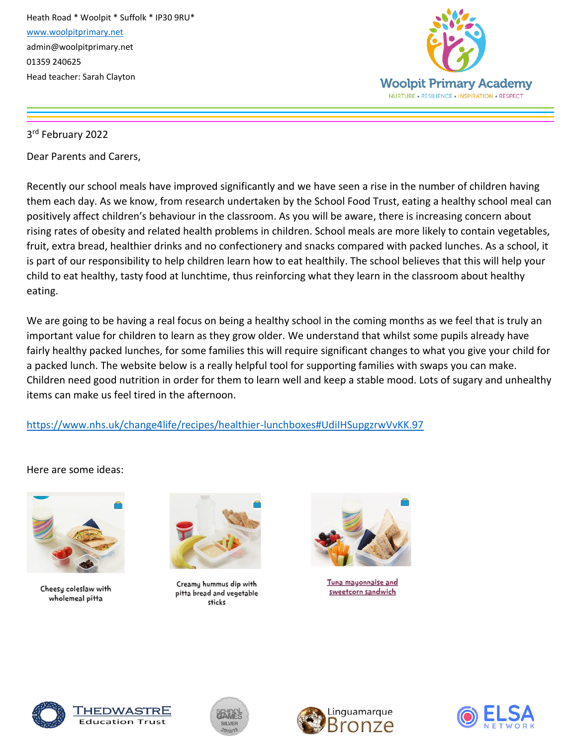Heath Road * Woolpit * Suffolk * IP30 9RU*
www.woolpitprimary.net
admin@woolpitprimary.net
01359 240625
Head teacher: Sarah Clayton

Woolpit Primary Academy
NURTURE • RESILIENCE • INSPIRATION • RESPECT

3rd February 2022

Dear Parents and Carers,

Recently our school meals have improved significantly and we have seen a rise in the number of children having them each day. As we know, from research undertaken by the School Food Trust, eating a healthy school meal can positively affect children's behaviour in the classroom. As you will be aware, there is increasing concern about rising rates of obesity and related health problems in children. School meals are more likely to contain vegetables, fruit, extra bread, healthier drinks and no confectionery and snacks compared with packed lunches. As a school, it is part of our responsibility to help children learn how to eat healthily. The school believes that this will help your child to eat healthy, tasty food at lunchtime, thus reinforcing what they learn in the classroom about healthy eating.

We are going to be having a real focus on being a healthy school in the coming months as we feel that is truly an important value for children to learn as they grow older. We understand that whilst some pupils already have fairly healthy packed lunches, for some families this will require significant changes to what you give your child for a packed lunch. The website below is a really helpful tool for supporting families with swaps you can make. Children need good nutrition in order for them to learn well and keep a stable mood. Lots of sugary and unhealthy items can make us feel tired in the afternoon.

https://www.nhs.uk/change4life/recipes/healthier-lunchboxes#UdiIHSupgzrwVvKK.97

Here are some ideas:

Cheesy coleslaw with wholemeal pitta

Creamy hummus dip with pitta bread and vegetable sticks

Tuna mayonnaise and sweetcorn sandwich

THEDWASTRE Education Trust | School Games Silver 2018/19 | Linguamarque Bronze | ELSA Network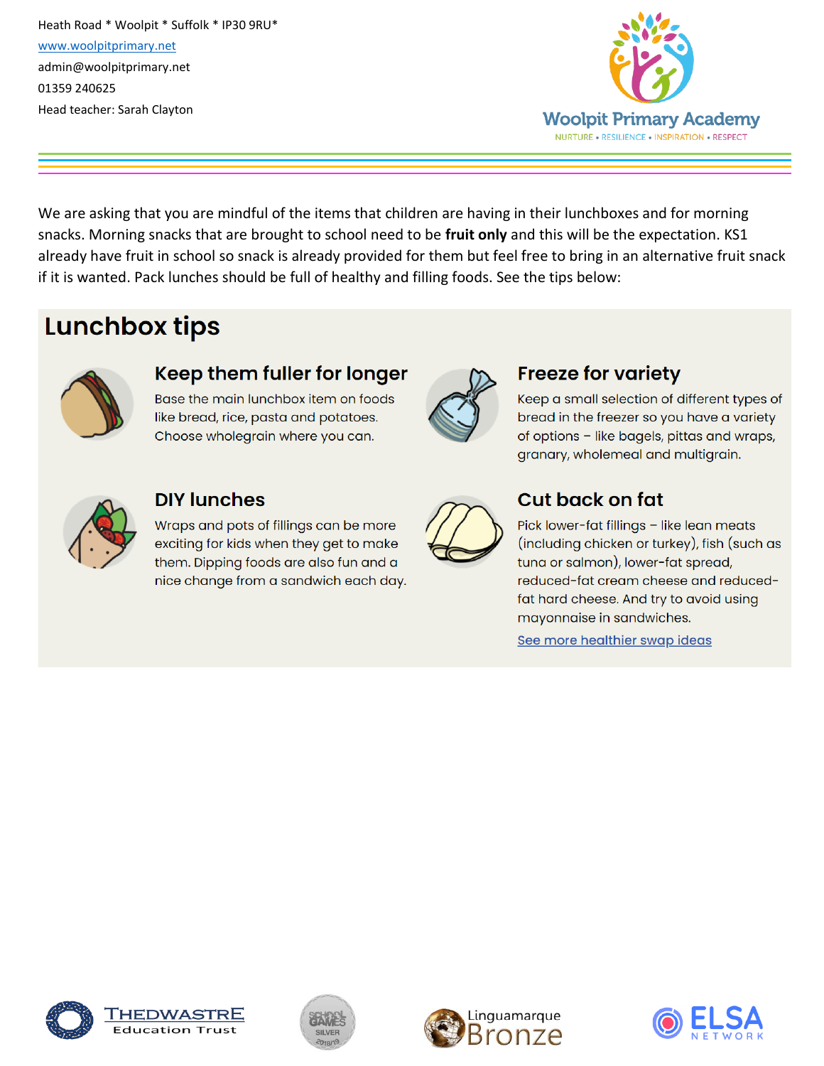Heath Road * Woolpit * Suffolk * IP30 9RU*
www.woolpitprimary.net
admin@woolpitprimary.net
01359 240625
Head teacher: Sarah Clayton

Woolpit Primary Academy
NURTURE • RESILIENCE • INSPIRATION • RESPECT

We are asking that you are mindful of the items that children are having in their lunchboxes and for morning snacks. Morning snacks that are brought to school need to be **fruit only** and this will be the expectation. KS1 already have fruit in school so snack is already provided for them but feel free to bring in an alternative fruit snack if it is wanted. Pack lunches should be full of healthy and filling foods. See the tips below:

## Lunchbox tips

### Keep them fuller for longer

Base the main lunchbox item on foods like bread, rice, pasta and potatoes. Choose wholegrain where you can.

### Freeze for variety

Keep a small selection of different types of bread in the freezer so you have a variety of options – like bagels, pittas and wraps, granary, wholemeal and multigrain.

### DIY lunches

Wraps and pots of fillings can be more exciting for kids when they get to make them. Dipping foods are also fun and a nice change from a sandwich each day.

### Cut back on fat

Pick lower-fat fillings – like lean meats (including chicken or turkey), fish (such as tuna or salmon), lower-fat spread, reduced-fat cream cheese and reduced-fat hard cheese. And try to avoid using mayonnaise in sandwiches.

See more healthier swap ideas

THEDWASTRE Education Trust

School Games Silver 2018/19

Linguamarque Bronze

ELSA NETWORK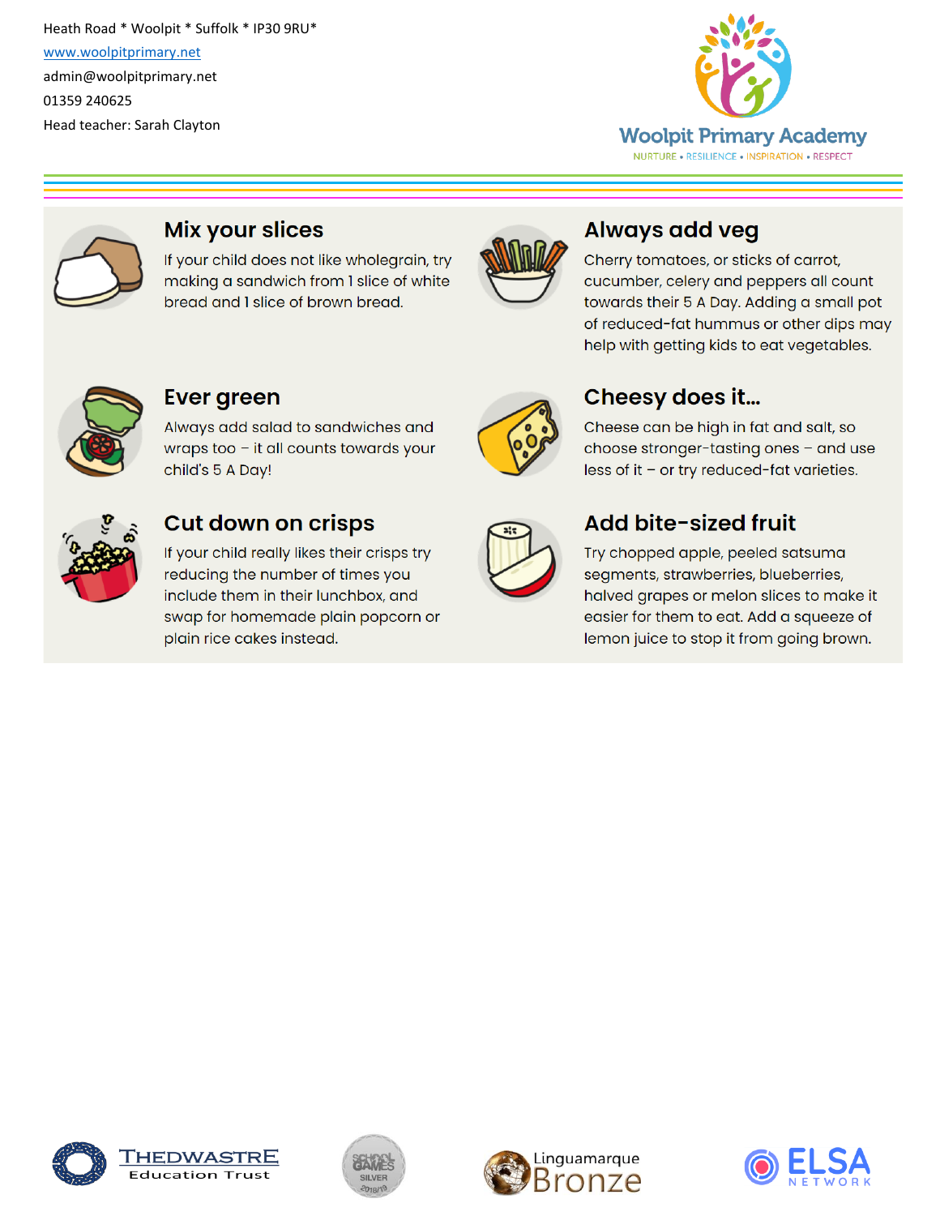Heath Road * Woolpit * Suffolk * IP30 9RU*

www.woolpitprimary.net

admin@woolpitprimary.net

01359 240625

Head teacher: Sarah Clayton

Woolpit Primary Academy

NURTURE • RESILIENCE • INSPIRATION • RESPECT

## Mix your slices

If your child does not like wholegrain, try making a sandwich from 1 slice of white bread and 1 slice of brown bread.

## Always add veg

Cherry tomatoes, or sticks of carrot, cucumber, celery and peppers all count towards their 5 A Day. Adding a small pot of reduced-fat hummus or other dips may help with getting kids to eat vegetables.

## Ever green

Always add salad to sandwiches and wraps too – it all counts towards your child's 5 A Day!

## Cheesy does it...

Cheese can be high in fat and salt, so choose stronger-tasting ones – and use less of it – or try reduced-fat varieties.

## Cut down on crisps

If your child really likes their crisps try reducing the number of times you include them in their lunchbox, and swap for homemade plain popcorn or plain rice cakes instead.

## Add bite-sized fruit

Try chopped apple, peeled satsuma segments, strawberries, blueberries, halved grapes or melon slices to make it easier for them to eat. Add a squeeze of lemon juice to stop it from going brown.

THEDWASTRE Education Trust

School Games Silver 2018/19

Linguamarque Bronze

ELSA NETWORK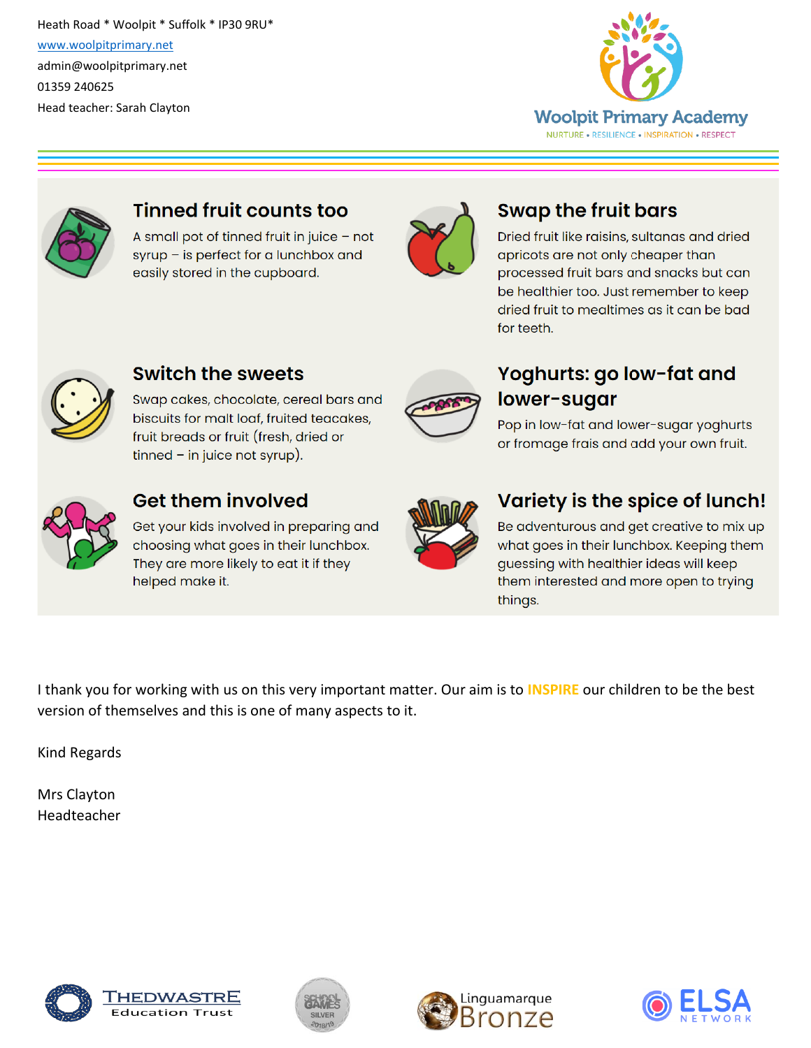Heath Road * Woolpit * Suffolk * IP30 9RU*
www.woolpitprimary.net
admin@woolpitprimary.net
01359 240625
Head teacher: Sarah Clayton

Woolpit Primary Academy
NURTURE • RESILIENCE • INSPIRATION • RESPECT

## Tinned fruit counts too

A small pot of tinned fruit in juice – not syrup – is perfect for a lunchbox and easily stored in the cupboard.

## Swap the fruit bars

Dried fruit like raisins, sultanas and dried apricots are not only cheaper than processed fruit bars and snacks but can be healthier too. Just remember to keep dried fruit to mealtimes as it can be bad for teeth.

## Switch the sweets

Swap cakes, chocolate, cereal bars and biscuits for malt loaf, fruited teacakes, fruit breads or fruit (fresh, dried or tinned – in juice not syrup).

## Yoghurts: go low-fat and lower-sugar

Pop in low-fat and lower-sugar yoghurts or fromage frais and add your own fruit.

## Get them involved

Get your kids involved in preparing and choosing what goes in their lunchbox. They are more likely to eat it if they helped make it.

## Variety is the spice of lunch!

Be adventurous and get creative to mix up what goes in their lunchbox. Keeping them guessing with healthier ideas will keep them interested and more open to trying things.

I thank you for working with us on this very important matter. Our aim is to **INSPIRE** our children to be the best version of themselves and this is one of many aspects to it.

Kind Regards

Mrs Clayton
Headteacher

THEDWASTRE Education Trust

School Games Silver 2018/19

Linguamarque Bronze

ELSA NETWORK